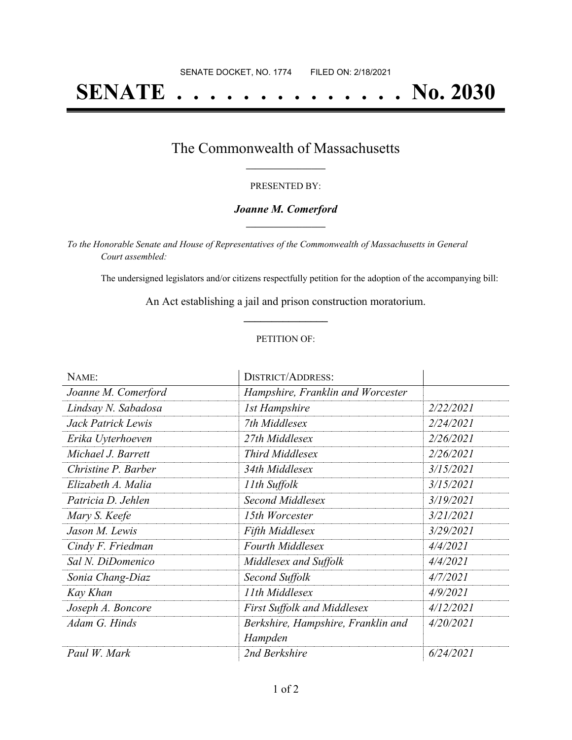SENATE DOCKET, NO. 1774        FILED ON: 2/18/2021

# SENATE . . . . . . . . . . . . . . No. 2030

## The Commonwealth of Massachusetts

PRESENTED BY:

***Joanne M. Comerford***

*To the Honorable Senate and House of Representatives of the Commonwealth of Massachusetts in General Court assembled:*

The undersigned legislators and/or citizens respectfully petition for the adoption of the accompanying bill:

An Act establishing a jail and prison construction moratorium.

PETITION OF:

| NAME: | DISTRICT/ADDRESS: | |
|---|---|---|
| *Joanne M. Comerford* | *Hampshire, Franklin and Worcester* | |
| *Lindsay N. Sabadosa* | *1st Hampshire* | *2/22/2021* |
| *Jack Patrick Lewis* | *7th Middlesex* | *2/24/2021* |
| *Erika Uyterhoeven* | *27th Middlesex* | *2/26/2021* |
| *Michael J. Barrett* | *Third Middlesex* | *2/26/2021* |
| *Christine P. Barber* | *34th Middlesex* | *3/15/2021* |
| *Elizabeth A. Malia* | *11th Suffolk* | *3/15/2021* |
| *Patricia D. Jehlen* | *Second Middlesex* | *3/19/2021* |
| *Mary S. Keefe* | *15th Worcester* | *3/21/2021* |
| *Jason M. Lewis* | *Fifth Middlesex* | *3/29/2021* |
| *Cindy F. Friedman* | *Fourth Middlesex* | *4/4/2021* |
| *Sal N. DiDomenico* | *Middlesex and Suffolk* | *4/4/2021* |
| *Sonia Chang-Diaz* | *Second Suffolk* | *4/7/2021* |
| *Kay Khan* | *11th Middlesex* | *4/9/2021* |
| *Joseph A. Boncore* | *First Suffolk and Middlesex* | *4/12/2021* |
| *Adam G. Hinds* | *Berkshire, Hampshire, Franklin and Hampden* | *4/20/2021* |
| *Paul W. Mark* | *2nd Berkshire* | *6/24/2021* |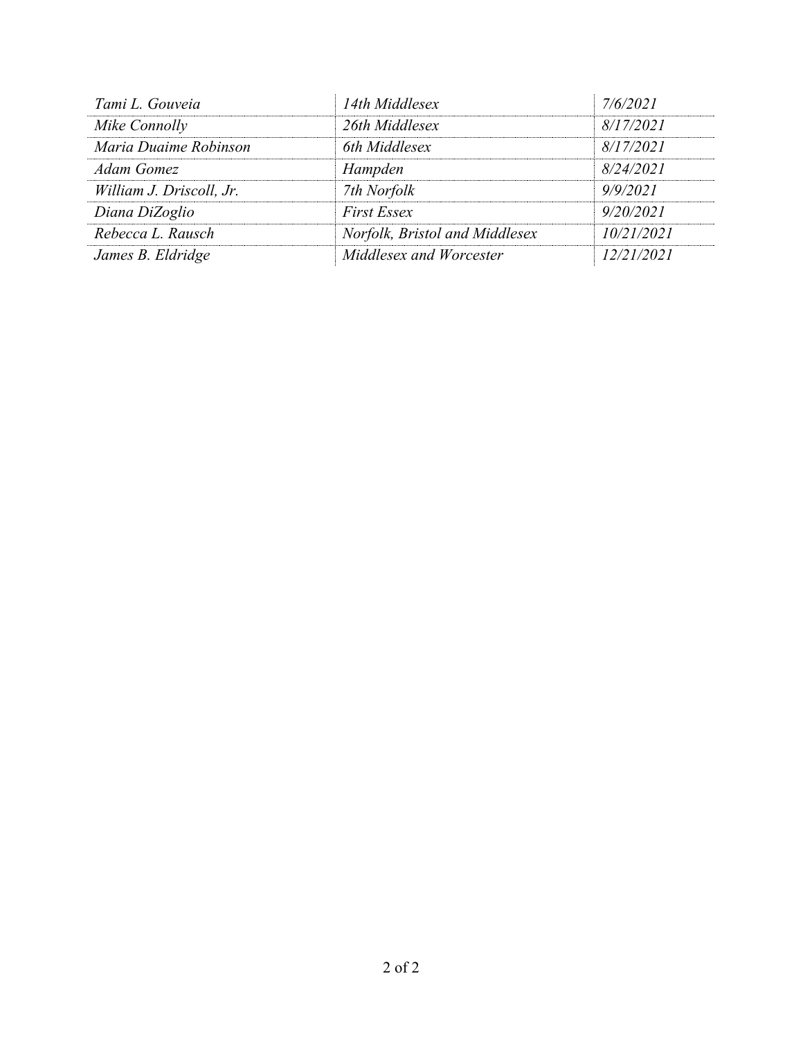| | | |
|---|---|---|
| *Tami L. Gouveia* | *14th Middlesex* | *7/6/2021* |
| *Mike Connolly* | *26th Middlesex* | *8/17/2021* |
| *Maria Duaime Robinson* | *6th Middlesex* | *8/17/2021* |
| *Adam Gomez* | *Hampden* | *8/24/2021* |
| *William J. Driscoll, Jr.* | *7th Norfolk* | *9/9/2021* |
| *Diana DiZoglio* | *First Essex* | *9/20/2021* |
| *Rebecca L. Rausch* | *Norfolk, Bristol and Middlesex* | *10/21/2021* |
| *James B. Eldridge* | *Middlesex and Worcester* | *12/21/2021* |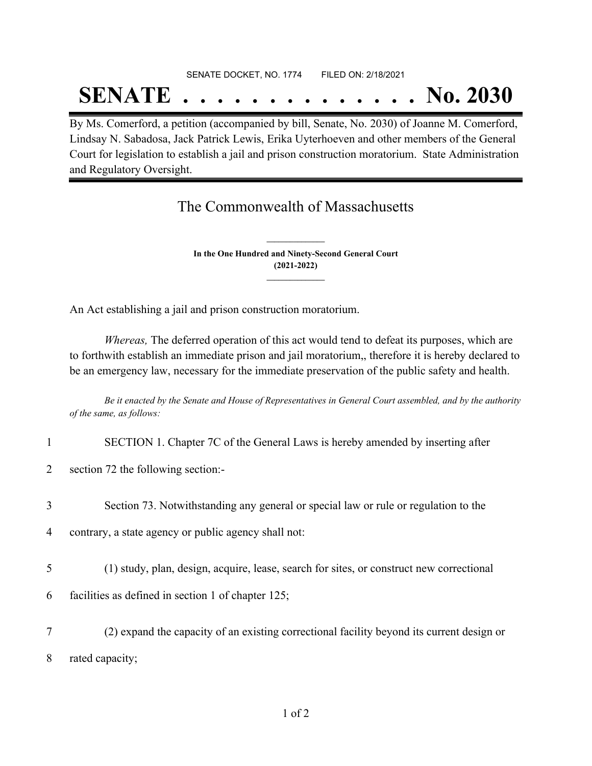SENATE DOCKET, NO. 1774 FILED ON: 2/18/2021

# SENATE . . . . . . . . . . . . . . No. 2030

By Ms. Comerford, a petition (accompanied by bill, Senate, No. 2030) of Joanne M. Comerford, Lindsay N. Sabadosa, Jack Patrick Lewis, Erika Uyterhoeven and other members of the General Court for legislation to establish a jail and prison construction moratorium. State Administration and Regulatory Oversight.

## The Commonwealth of Massachusetts

**In the One Hundred and Ninety-Second General Court**
**(2021-2022)**

An Act establishing a jail and prison construction moratorium.

*Whereas,* The deferred operation of this act would tend to defeat its purposes, which are to forthwith establish an immediate prison and jail moratorium,, therefore it is hereby declared to be an emergency law, necessary for the immediate preservation of the public safety and health.

*Be it enacted by the Senate and House of Representatives in General Court assembled, and by the authority of the same, as follows:*

1 SECTION 1. Chapter 7C of the General Laws is hereby amended by inserting after
2 section 72 the following section:-

3 Section 73. Notwithstanding any general or special law or rule or regulation to the
4 contrary, a state agency or public agency shall not:

5 (1) study, plan, design, acquire, lease, search for sites, or construct new correctional
6 facilities as defined in section 1 of chapter 125;

7 (2) expand the capacity of an existing correctional facility beyond its current design or
8 rated capacity;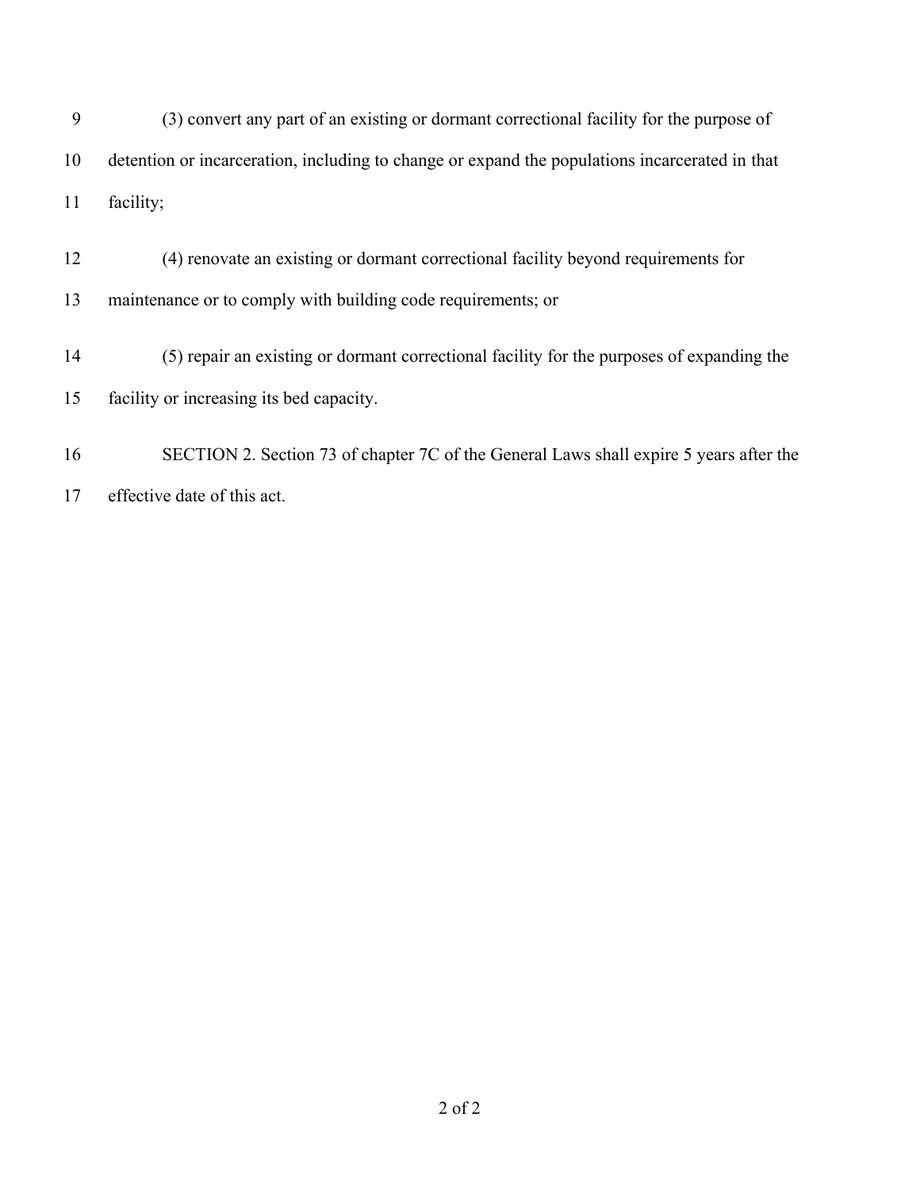(3) convert any part of an existing or dormant correctional facility for the purpose of detention or incarceration, including to change or expand the populations incarcerated in that facility;

(4) renovate an existing or dormant correctional facility beyond requirements for maintenance or to comply with building code requirements; or

(5) repair an existing or dormant correctional facility for the purposes of expanding the facility or increasing its bed capacity.

SECTION 2. Section 73 of chapter 7C of the General Laws shall expire 5 years after the effective date of this act.